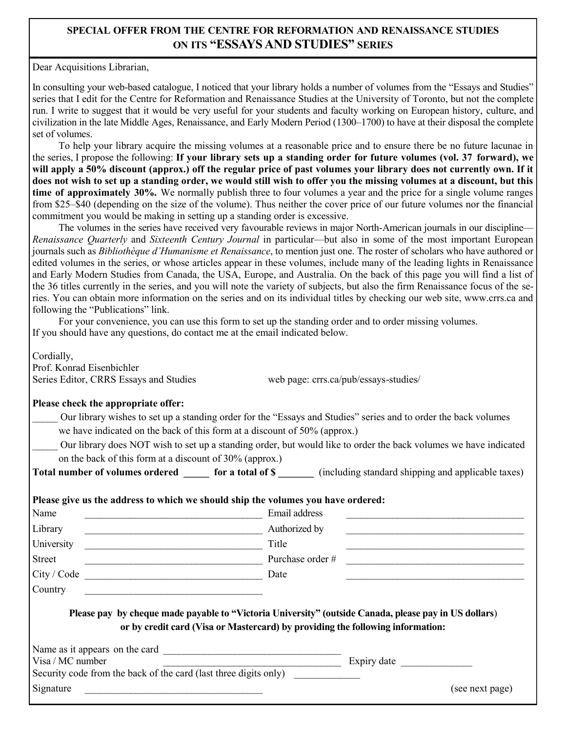## SPECIAL OFFER FROM THE CENTRE FOR REFORMATION AND RENAISSANCE STUDIES ON ITS "ESSAYS AND STUDIES" SERIES

Dear Acquisitions Librarian,

In consulting your web-based catalogue, I noticed that your library holds a number of volumes from the "Essays and Studies" series that I edit for the Centre for Reformation and Renaissance Studies at the University of Toronto, but not the complete run. I write to suggest that it would be very useful for your students and faculty working on European history, culture, and civilization in the late Middle Ages, Renaissance, and Early Modern Period (1300–1700) to have at their disposal the complete set of volumes.

To help your library acquire the missing volumes at a reasonable price and to ensure there be no future lacunae in the series, I propose the following: **If your library sets up a standing order for future volumes (vol. 37 forward), we will apply a 50% discount (approx.) off the regular price of past volumes your library does not currently own. If it does not wish to set up a standing order, we would still wish to offer you the missing volumes at a discount, but this time of approximately 30%.** We normally publish three to four volumes a year and the price for a single volume ranges from $25–$40 (depending on the size of the volume). Thus neither the cover price of our future volumes nor the financial commitment you would be making in setting up a standing order is excessive.

The volumes in the series have received very favourable reviews in major North-American journals in our discipline—*Renaissance Quarterly* and *Sixteenth Century Journal* in particular—but also in some of the most important European journals such as *Bibliothèque d'Humanisme et Renaissance*, to mention just one. The roster of scholars who have authored or edited volumes in the series, or whose articles appear in these volumes, include many of the leading lights in Renaissance and Early Modern Studies from Canada, the USA, Europe, and Australia. On the back of this page you will find a list of the 36 titles currently in the series, and you will note the variety of subjects, but also the firm Renaissance focus of the series. You can obtain more information on the series and on its individual titles by checking our web site, www.crrs.ca and following the "Publications" link.

For your convenience, you can use this form to set up the standing order and to order missing volumes. If you should have any questions, do contact me at the email indicated below.

Cordially,
Prof. Konrad Eisenbichler
Series Editor, CRRS Essays and Studies

web page: crrs.ca/pub/essays-studies/

**Please check the appropriate offer:**

_____ Our library wishes to set up a standing order for the "Essays and Studies" series and to order the back volumes we have indicated on the back of this form at a discount of 50% (approx.)

_____ Our library does NOT wish to set up a standing order, but would like to order the back volumes we have indicated on the back of this form at a discount of 30% (approx.)

**Total number of volumes ordered _____ for a total of $ _______** (including standard shipping and applicable taxes)

**Please give us the address to which we should ship the volumes you have ordered:**

| | | | |
|---|---|---|---|
| Name | ___________________ | Email address | ___________________ |
| Library | ___________________ | Authorized by | ___________________ |
| University | ___________________ | Title | ___________________ |
| Street | ___________________ | Purchase order # | ___________________ |
| City / Code | ___________________ | Date | ___________________ |
| Country | ___________________ | | |

**Please pay by cheque made payable to "Victoria University" (outside Canada, please pay in US dollars) or by credit card (Visa or Mastercard) by providing the following information:**

Name as it appears on the card ___________________

Visa / MC number ___________________ Expiry date ______________

Security code from the back of the card (last three digits only) _____________

Signature ___________________

(see next page)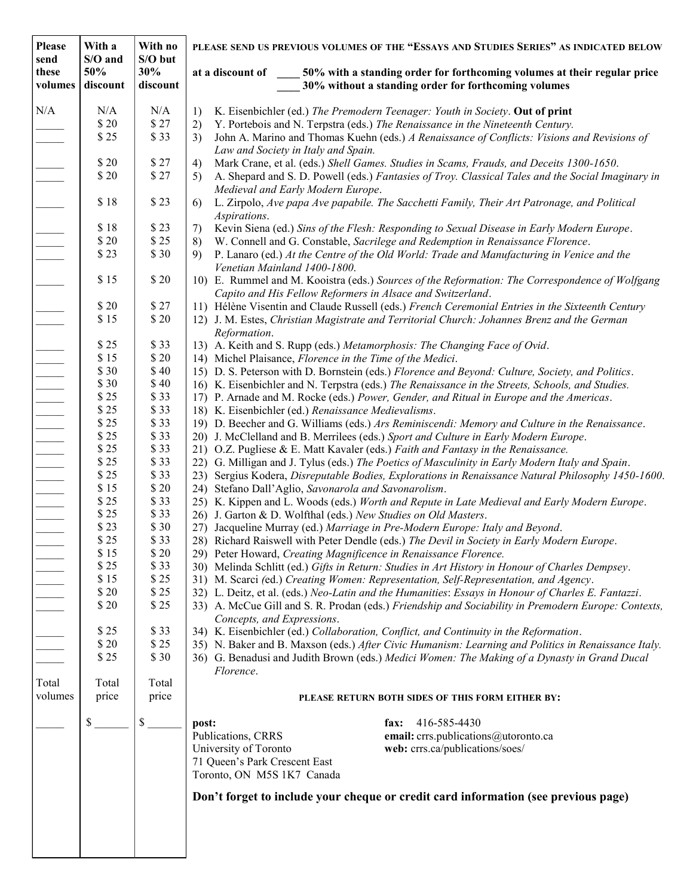**PLEASE SEND US PREVIOUS VOLUMES OF THE "ESSAYS AND STUDIES SERIES" AS INDICATED BELOW**

**at a discount of \_\_\_\_ 50% with a standing order for forthcoming volumes at their regular price**
**\_\_\_\_ 30% without a standing order for forthcoming volumes**

| Please send these volumes | With a S/O and 50% discount | With no S/O but 30% discount | |
|---|---|---|---|
| N/A | N/A | N/A | 1) K. Eisenbichler (ed.) *The Premodern Teenager: Youth in Society*. **Out of print** |
| _____ | $ 20 | $ 27 | 2) Y. Portebois and N. Terpstra (eds.) *The Renaissance in the Nineteenth Century.* |
| _____ | $ 25 | $ 33 | 3) John A. Marino and Thomas Kuehn (eds.) *A Renaissance of Conflicts: Visions and Revisions of Law and Society in Italy and Spain.* |
| _____ | $ 20 | $ 27 | 4) Mark Crane, et al. (eds.) *Shell Games. Studies in Scams, Frauds, and Deceits 1300-1650*. |
| _____ | $ 20 | $ 27 | 5) A. Shepard and S. D. Powell (eds.) *Fantasies of Troy. Classical Tales and the Social Imaginary in Medieval and Early Modern Europe*. |
| _____ | $ 18 | $ 23 | 6) L. Zirpolo, *Ave papa Ave papabile. The Sacchetti Family, Their Art Patronage, and Political Aspirations*. |
| _____ | $ 18 | $ 23 | 7) Kevin Siena (ed.) *Sins of the Flesh: Responding to Sexual Disease in Early Modern Europe*. |
| _____ | $ 20 | $ 25 | 8) W. Connell and G. Constable, *Sacrilege and Redemption in Renaissance Florence*. |
| _____ | $ 23 | $ 30 | 9) P. Lanaro (ed.) *At the Centre of the Old World: Trade and Manufacturing in Venice and the Venetian Mainland 1400-1800*. |
| _____ | $ 15 | $ 20 | 10) E. Rummel and M. Kooistra (eds.) *Sources of the Reformation: The Correspondence of Wolfgang Capito and His Fellow Reformers in Alsace and Switzerland*. |
| _____ | $ 20 | $ 27 | 11) Hélène Visentin and Claude Russell (eds.) *French Ceremonial Entries in the Sixteenth Century* |
| _____ | $ 15 | $ 20 | 12) J. M. Estes, *Christian Magistrate and Territorial Church: Johannes Brenz and the German Reformation*. |
| _____ | $ 25 | $ 33 | 13) A. Keith and S. Rupp (eds.) *Metamorphosis: The Changing Face of Ovid*. |
| _____ | $ 15 | $ 20 | 14) Michel Plaisance, *Florence in the Time of the Medici*. |
| _____ | $ 30 | $ 40 | 15) D. S. Peterson with D. Bornstein (eds.) *Florence and Beyond: Culture, Society, and Politics*. |
| _____ | $ 30 | $ 40 | 16) K. Eisenbichler and N. Terpstra (eds.) *The Renaissance in the Streets, Schools, and Studies.* |
| _____ | $ 25 | $ 33 | 17) P. Arnade and M. Rocke (eds.) *Power, Gender, and Ritual in Europe and the Americas*. |
| _____ | $ 25 | $ 33 | 18) K. Eisenbichler (ed.) *Renaissance Medievalisms*. |
| _____ | $ 25 | $ 33 | 19) D. Beecher and G. Williams (eds.) *Ars Reminiscendi: Memory and Culture in the Renaissance*. |
| _____ | $ 25 | $ 33 | 20) J. McClelland and B. Merrilees (eds.) *Sport and Culture in Early Modern Europe*. |
| _____ | $ 25 | $ 33 | 21) O.Z. Pugliese & E. Matt Kavaler (eds.) *Faith and Fantasy in the Renaissance.* |
| _____ | $ 25 | $ 33 | 22) G. Milligan and J. Tylus (eds.) *The Poetics of Masculinity in Early Modern Italy and Spain*. |
| _____ | $ 25 | $ 33 | 23) Sergius Kodera, *Disreputable Bodies, Explorations in Renaissance Natural Philosophy 1450-1600*. |
| _____ | $ 15 | $ 20 | 24) Stefano Dall'Aglio, *Savonarola and Savonarolism*. |
| _____ | $ 25 | $ 33 | 25) K. Kippen and L. Woods (eds.) *Worth and Repute in Late Medieval and Early Modern Europe*. |
| _____ | $ 25 | $ 33 | 26) J. Garton & D. Wolfthal (eds.) *New Studies on Old Masters*. |
| _____ | $ 23 | $ 30 | 27) Jacqueline Murray (ed.) *Marriage in Pre-Modern Europe: Italy and Beyond*. |
| _____ | $ 25 | $ 33 | 28) Richard Raiswell with Peter Dendle (eds.) *The Devil in Society in Early Modern Europe*. |
| _____ | $ 15 | $ 20 | 29) Peter Howard, *Creating Magnificence in Renaissance Florence.* |
| _____ | $ 25 | $ 33 | 30) Melinda Schlitt (ed.) *Gifts in Return: Studies in Art History in Honour of Charles Dempsey*. |
| _____ | $ 15 | $ 25 | 31) M. Scarci (ed.) *Creating Women: Representation, Self-Representation, and Agency*. |
| _____ | $ 20 | $ 25 | 32) L. Deitz, et al. (eds.) *Neo-Latin and the Humanities*: *Essays in Honour of Charles E. Fantazzi*. |
| _____ | $ 20 | $ 25 | 33) A. McCue Gill and S. R. Prodan (eds.) *Friendship and Sociability in Premodern Europe: Contexts, Concepts, and Expressions*. |
| _____ | $ 25 | $ 33 | 34) K. Eisenbichler (ed.) *Collaboration, Conflict, and Continuity in the Reformation*. |
| _____ | $ 20 | $ 25 | 35) N. Baker and B. Maxson (eds.) *After Civic Humanism: Learning and Politics in Renaissance Italy.* |
| _____ | $ 25 | $ 30 | 36) G. Benadusi and Judith Brown (eds.) *Medici Women: The Making of a Dynasty in Grand Ducal Florence*. |
| Total volumes | Total price | Total price | |
| _____ | $ ______ | $ ______ | |

**PLEASE RETURN BOTH SIDES OF THIS FORM EITHER BY:**

**post:**
Publications, CRRS
University of Toronto
71 Queen's Park Crescent East
Toronto, ON M5S 1K7 Canada

**fax:** 416-585-4430
**email:** crrs.publications@utoronto.ca
**web:** crrs.ca/publications/soes/

**Don't forget to include your cheque or credit card information (see previous page)**